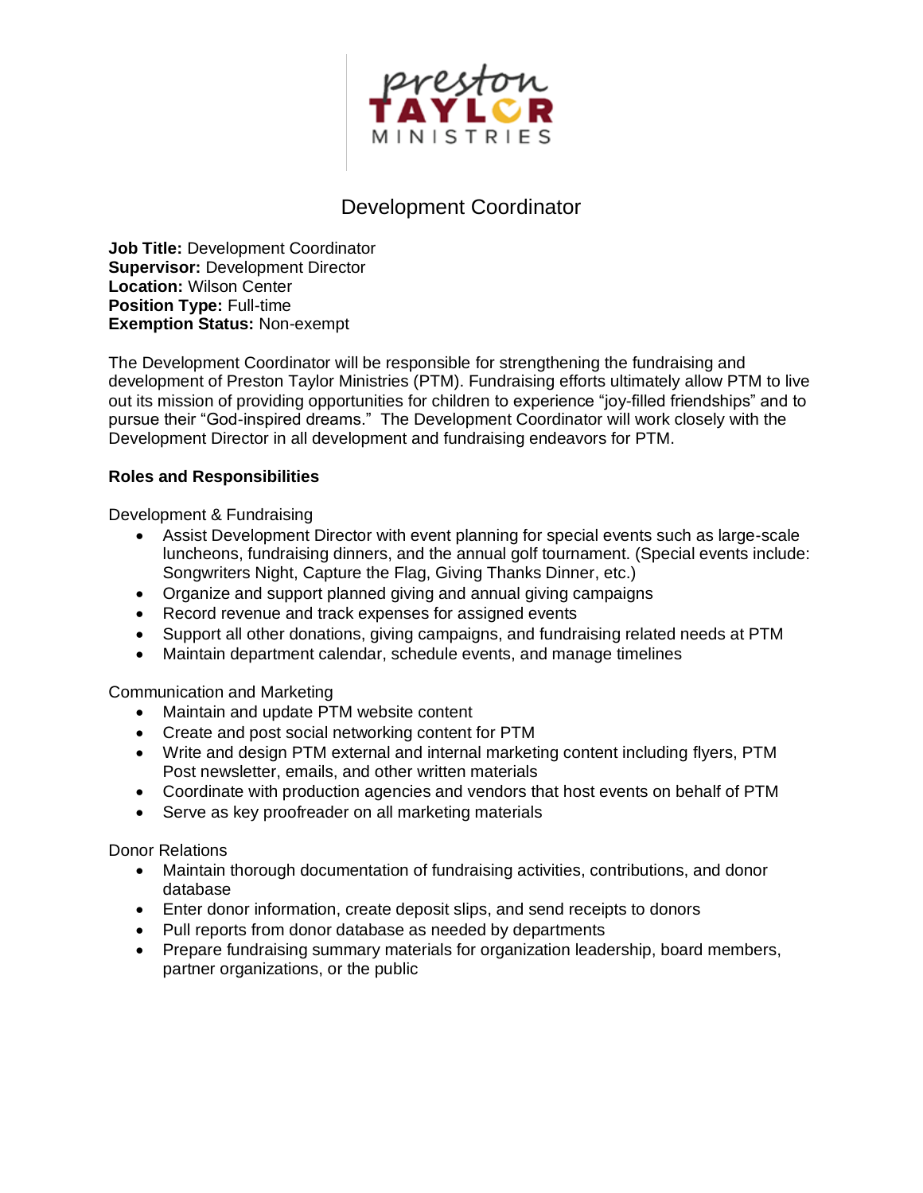# Development Coordinator

**Job Title:** Development Coordinator
**Supervisor:** Development Director
**Location:** Wilson Center
**Position Type:** Full-time
**Exemption Status:** Non-exempt

The Development Coordinator will be responsible for strengthening the fundraising and development of Preston Taylor Ministries (PTM). Fundraising efforts ultimately allow PTM to live out its mission of providing opportunities for children to experience "joy-filled friendships" and to pursue their "God-inspired dreams." The Development Coordinator will work closely with the Development Director in all development and fundraising endeavors for PTM.

## Roles and Responsibilities

Development & Fundraising

- Assist Development Director with event planning for special events such as large-scale luncheons, fundraising dinners, and the annual golf tournament. (Special events include: Songwriters Night, Capture the Flag, Giving Thanks Dinner, etc.)
- Organize and support planned giving and annual giving campaigns
- Record revenue and track expenses for assigned events
- Support all other donations, giving campaigns, and fundraising related needs at PTM
- Maintain department calendar, schedule events, and manage timelines

Communication and Marketing

- Maintain and update PTM website content
- Create and post social networking content for PTM
- Write and design PTM external and internal marketing content including flyers, PTM Post newsletter, emails, and other written materials
- Coordinate with production agencies and vendors that host events on behalf of PTM
- Serve as key proofreader on all marketing materials

Donor Relations

- Maintain thorough documentation of fundraising activities, contributions, and donor database
- Enter donor information, create deposit slips, and send receipts to donors
- Pull reports from donor database as needed by departments
- Prepare fundraising summary materials for organization leadership, board members, partner organizations, or the public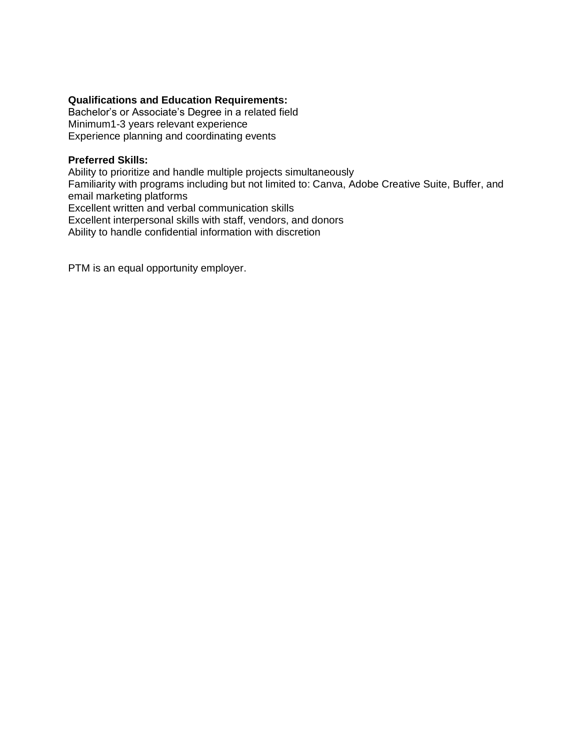**Qualifications and Education Requirements:**
Bachelor's or Associate's Degree in a related field
Minimum1-3 years relevant experience
Experience planning and coordinating events

**Preferred Skills:**
Ability to prioritize and handle multiple projects simultaneously
Familiarity with programs including but not limited to: Canva, Adobe Creative Suite, Buffer, and email marketing platforms
Excellent written and verbal communication skills
Excellent interpersonal skills with staff, vendors, and donors
Ability to handle confidential information with discretion

PTM is an equal opportunity employer.